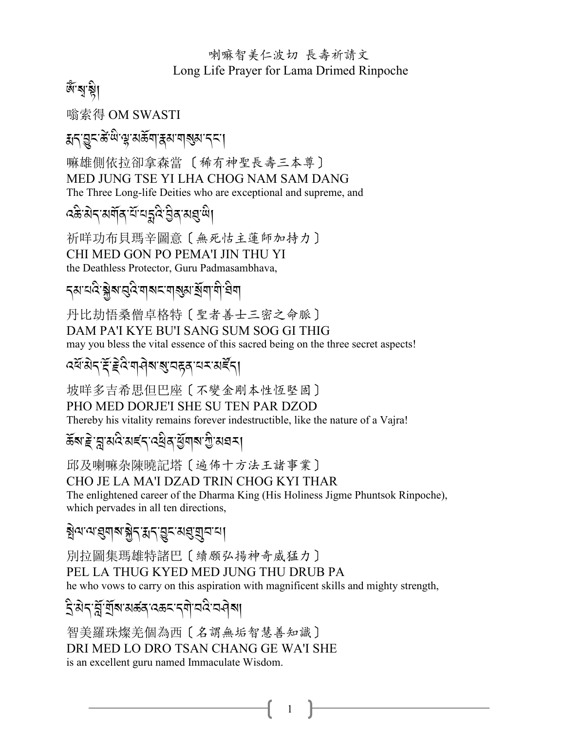喇嘛智美仁波切 長壽祈請文

Long Life Prayer for Lama Drimed Rinpoche

ཨོཾ་སྭ་སྟི།

嗡索得 OM SWASTI

རྨད་བྱུང་ཚེ་ཡི་ལྷ་མཆོག་རྣམ་གསུམ་དང་།

嘛雄側依拉卻拿森當〔稀有神聖長壽三本尊〕

MED JUNG TSE YI LHA CHOG NAM SAM DANG

The Three Long-life Deities who are exceptional and supreme, and

འཆི་མེད་མགོན་པོ་པདྨའི་བྱིན་མཐུ་ཡི།

祈咩功布貝瑪辛圖意〔無死怙主蓮師加持力〕

CHI MED GON PO PEMA'I JIN THU YI

the Deathless Protector, Guru Padmasambhava,

དམ་པའི་སྐྱེས་བུའི་གསང་གསུམ་སྲོག་གི་ཐིག

丹比劫悟桑僧卓格特〔聖者善士三密之命脈〕

DAM PA'I KYE BU'I SANG SUM SOG GI THIG

may you bless the vital essence of this sacred being on the three secret aspects!

འཕོ་མེད་རྡོ་རྗེའི་གཤིས་སུ་བརྟན་པར་མཛོད།

坡咩多吉希思但巴座〔不變金剛本性恆堅固〕

PHO MED DORJE'I SHE SU TEN PAR DZOD

Thereby his vitality remains forever indestructible, like the nature of a Vajra!

ཆོས་རྗེ་བླ་མའི་མཛད་འཕྲིན་ཕྱོགས་ཀྱི་མཐར།

邱及喇嘛杂陳曉記塔〔遍佈十方法王諸事業〕

CHO JE LA MA'I DZAD TRIN CHOG KYI THAR

The enlightened career of the Dharma King (His Holiness Jigme Phuntsok Rinpoche), which pervades in all ten directions,

སྤེལ་ལ་ཐུགས་བསྐྱེད་རྨད་བྱུང་མཐུ་གྲུབ་པ།

別拉圖集瑪雄特諸巴〔續願弘揚神奇威猛力〕

PEL LA THUG KYED MED JUNG THU DRUB PA

he who vows to carry on this aspiration with magnificent skills and mighty strength,

དྲི་མེད་བློ་གྲོས་མཚན་འཆང་དགེ་བའི་བཤེས།

智美羅珠燦羌個為西〔名謂無垢智慧善知識〕

DRI MED LO DRO TSAN CHANG GE WA'I SHE

is an excellent guru named Immaculate Wisdom.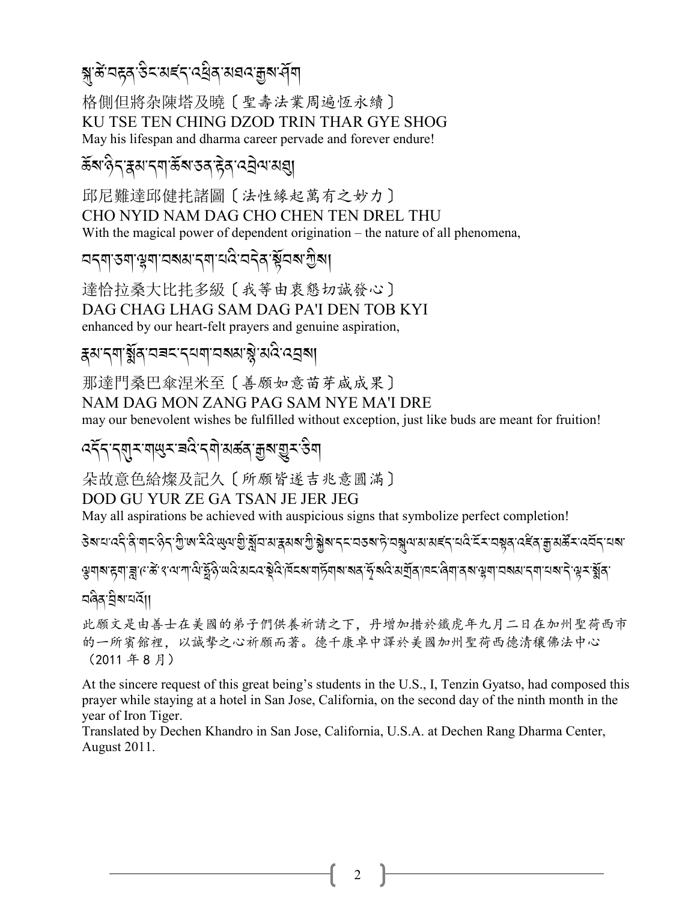སྐུ་ཚེ་བརྟན་ཅིང་མཛད་འཕྲིན་མཐའ་རྒྱས་ཤོག

格側但將杂陳塔及曉〔聖壽法業周遍恆永續〕
KU TSE TEN CHING DZOD TRIN THAR GYE SHOG
May his lifespan and dharma career pervade and forever endure!

ཆོས་ཉིད་རྣམ་དག་ཆོས་ཅན་རྟེན་འབྲེལ་མཐུ།

邱尼難達邱健托諸圖〔法性緣起萬有之妙力〕
CHO NYID NAM DAG CHO CHEN TEN DREL THU
With the magical power of dependent origination – the nature of all phenomena,

བདག་ཅག་ལྷག་བསམ་དག་པའི་བདེན་སྟོབས་ཀྱིས།

達恰拉桑大比托多級〔我等由衷懇切誠發心〕
DAG CHAG LHAG SAM DAG PA'I DEN TOB KYI
enhanced by our heart-felt prayers and genuine aspiration,

རྣམ་དག་སྨོན་བཟང་དཔག་བསམ་སྙེ་མའི་འབྲས།

那達門桑巴傘涅米至〔善願如意苗芽咸成果〕
NAM DAG MON ZANG PAG SAM NYE MA'I DRE
may our benevolent wishes be fulfilled without exception, just like buds are meant for fruition!

འདོད་དགུར་གཡུར་ཟའི་དགེ་མཚན་རྒྱས་གྱུར་ཅིག

朵故意色給燦及記久〔所願皆遂吉兆意圓滿〕
DOD GU YUR ZE GA TSAN JE JER JEG
May all aspirations be achieved with auspicious signs that symbolize perfect completion!

ཅེས་པ་འདི་ནི་གང་ཉིད་ཀྱི་ཨ་རིའི་ཡུལ་གྱི་སློབ་མ་རྣམས་ཀྱི་སྐེས་དང་བཅས་ཏེ་བསྐུལ་མ་མཛད་པའི་ངོར་བསྟན་འཛིན་རྒྱ་མཚོར་འབོད་པས་ལྕགས་རྟག་ཟླ་༩་ཚེ་༢་ལ་ཀ་ལི་ཧྥོ་ཎི་ཡའི་མངའ་སྡེའི་གྲོང་ཁྱེར་སན་ཧོ་སེའི་མགྲོན་ཁང་ཞིག་ནས་ལྷག་བསམ་དག་པས་དེ་ལྟར་སྨོན་བཞིན་བྲིས་པའོ།།

此願文是由善士在美國的弟子們供養祈請之下，丹增加措於鐵虎年九月二日在加州聖荷西市的一所賓館裡，以誠摯之心祈願而著。德千康卓中譯於美國加州聖荷西德清穰佛法中心（2011 年 8 月）

At the sincere request of this great being's students in the U.S., I, Tenzin Gyatso, had composed this prayer while staying at a hotel in San Jose, California, on the second day of the ninth month in the year of Iron Tiger.
Translated by Dechen Khandro in San Jose, California, U.S.A. at Dechen Rang Dharma Center, August 2011.